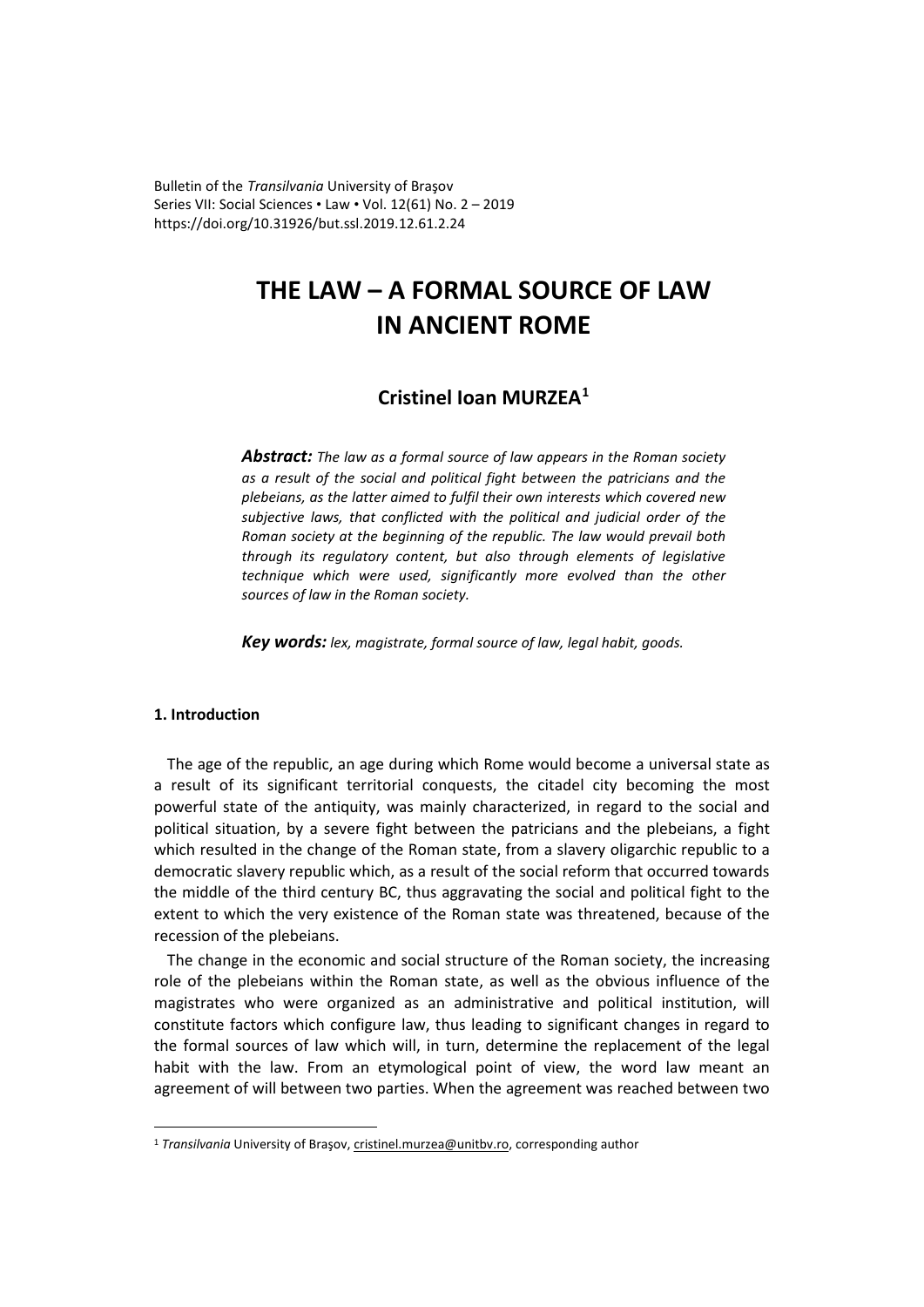Bulletin of the *Transilvania* University of Braşov
Series VII: Social Sciences • Law • Vol. 12(61) No. 2 – 2019
https://doi.org/10.31926/but.ssl.2019.12.61.2.24

# THE LAW – A FORMAL SOURCE OF LAW IN ANCIENT ROME

## Cristinel Ioan MURZEA[1]

***Abstract:*** *The law as a formal source of law appears in the Roman society as a result of the social and political fight between the patricians and the plebeians, as the latter aimed to fulfil their own interests which covered new subjective laws, that conflicted with the political and judicial order of the Roman society at the beginning of the republic. The law would prevail both through its regulatory content, but also through elements of legislative technique which were used, significantly more evolved than the other sources of law in the Roman society.*

***Key words:*** *lex, magistrate, formal source of law, legal habit, goods.*

### 1. Introduction

The age of the republic, an age during which Rome would become a universal state as a result of its significant territorial conquests, the citadel city becoming the most powerful state of the antiquity, was mainly characterized, in regard to the social and political situation, by a severe fight between the patricians and the plebeians, a fight which resulted in the change of the Roman state, from a slavery oligarchic republic to a democratic slavery republic which, as a result of the social reform that occurred towards the middle of the third century BC, thus aggravating the social and political fight to the extent to which the very existence of the Roman state was threatened, because of the recession of the plebeians.

The change in the economic and social structure of the Roman society, the increasing role of the plebeians within the Roman state, as well as the obvious influence of the magistrates who were organized as an administrative and political institution, will constitute factors which configure law, thus leading to significant changes in regard to the formal sources of law which will, in turn, determine the replacement of the legal habit with the law. From an etymological point of view, the word law meant an agreement of will between two parties. When the agreement was reached between two

---

[1] *Transilvania* University of Braşov, cristinel.murzea@unitbv.ro, corresponding author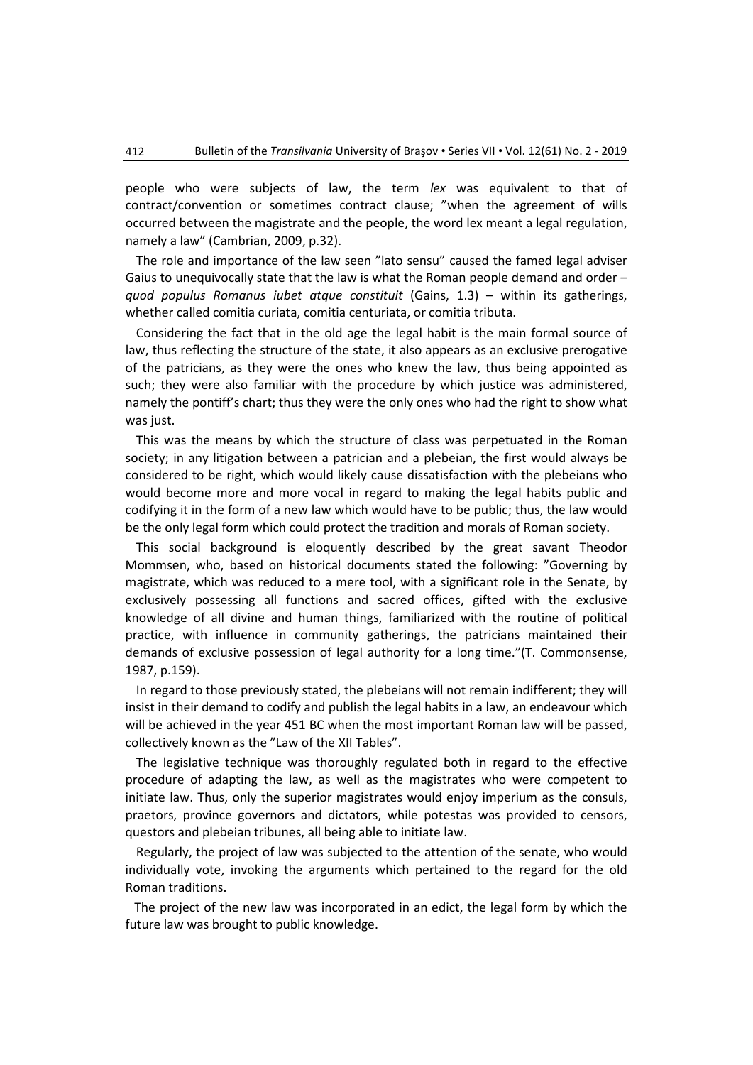people who were subjects of law, the term *lex* was equivalent to that of contract/convention or sometimes contract clause; ”when the agreement of wills occurred between the magistrate and the people, the word lex meant a legal regulation, namely a law” (Cambrian, 2009, p.32).

The role and importance of the law seen ”lato sensu” caused the famed legal adviser Gaius to unequivocally state that the law is what the Roman people demand and order – *quod populus Romanus iubet atque constituit* (Gains, 1.3) – within its gatherings, whether called comitia curiata, comitia centuriata, or comitia tributa.

Considering the fact that in the old age the legal habit is the main formal source of law, thus reflecting the structure of the state, it also appears as an exclusive prerogative of the patricians, as they were the ones who knew the law, thus being appointed as such; they were also familiar with the procedure by which justice was administered, namely the pontiff's chart; thus they were the only ones who had the right to show what was just.

This was the means by which the structure of class was perpetuated in the Roman society; in any litigation between a patrician and a plebeian, the first would always be considered to be right, which would likely cause dissatisfaction with the plebeians who would become more and more vocal in regard to making the legal habits public and codifying it in the form of a new law which would have to be public; thus, the law would be the only legal form which could protect the tradition and morals of Roman society.

This social background is eloquently described by the great savant Theodor Mommsen, who, based on historical documents stated the following: ”Governing by magistrate, which was reduced to a mere tool, with a significant role in the Senate, by exclusively possessing all functions and sacred offices, gifted with the exclusive knowledge of all divine and human things, familiarized with the routine of political practice, with influence in community gatherings, the patricians maintained their demands of exclusive possession of legal authority for a long time.”(T. Commonsense, 1987, p.159).

In regard to those previously stated, the plebeians will not remain indifferent; they will insist in their demand to codify and publish the legal habits in a law, an endeavour which will be achieved in the year 451 BC when the most important Roman law will be passed, collectively known as the ”Law of the XII Tables”.

The legislative technique was thoroughly regulated both in regard to the effective procedure of adapting the law, as well as the magistrates who were competent to initiate law. Thus, only the superior magistrates would enjoy imperium as the consuls, praetors, province governors and dictators, while potestas was provided to censors, questors and plebeian tribunes, all being able to initiate law.

Regularly, the project of law was subjected to the attention of the senate, who would individually vote, invoking the arguments which pertained to the regard for the old Roman traditions.

The project of the new law was incorporated in an edict, the legal form by which the future law was brought to public knowledge.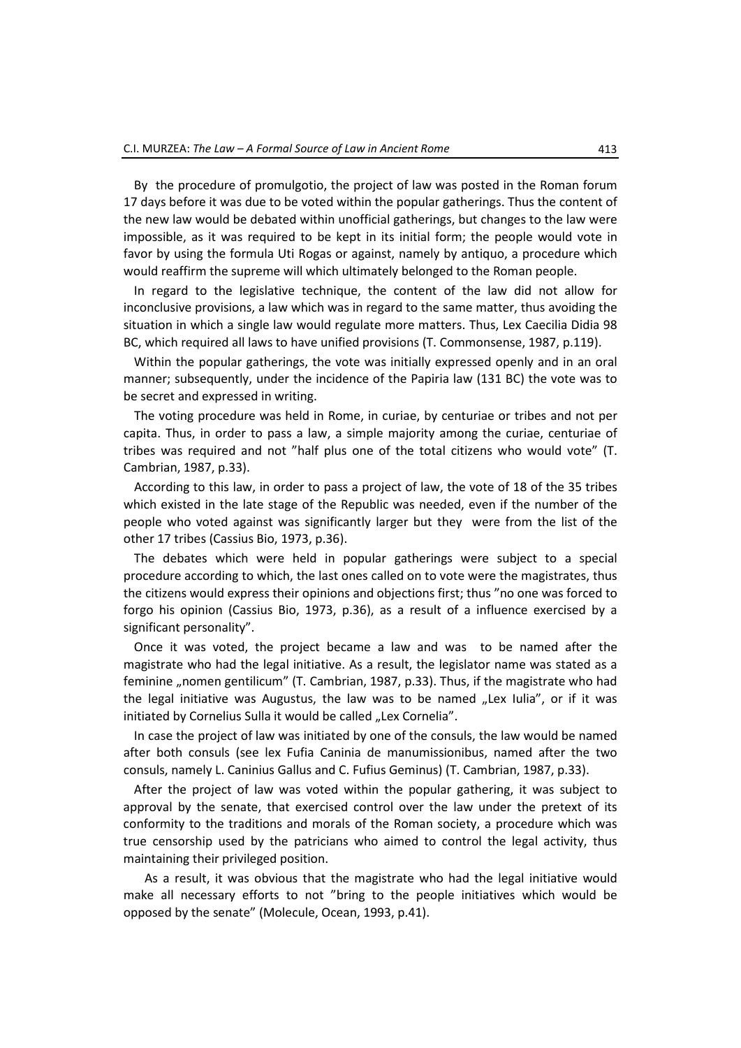By the procedure of promulgotio, the project of law was posted in the Roman forum 17 days before it was due to be voted within the popular gatherings. Thus the content of the new law would be debated within unofficial gatherings, but changes to the law were impossible, as it was required to be kept in its initial form; the people would vote in favor by using the formula Uti Rogas or against, namely by antiquo, a procedure which would reaffirm the supreme will which ultimately belonged to the Roman people.

In regard to the legislative technique, the content of the law did not allow for inconclusive provisions, a law which was in regard to the same matter, thus avoiding the situation in which a single law would regulate more matters. Thus, Lex Caecilia Didia 98 BC, which required all laws to have unified provisions (T. Commonsense, 1987, p.119).

Within the popular gatherings, the vote was initially expressed openly and in an oral manner; subsequently, under the incidence of the Papiria law (131 BC) the vote was to be secret and expressed in writing.

The voting procedure was held in Rome, in curiae, by centuriae or tribes and not per capita. Thus, in order to pass a law, a simple majority among the curiae, centuriae of tribes was required and not "half plus one of the total citizens who would vote" (T. Cambrian, 1987, p.33).

According to this law, in order to pass a project of law, the vote of 18 of the 35 tribes which existed in the late stage of the Republic was needed, even if the number of the people who voted against was significantly larger but they were from the list of the other 17 tribes (Cassius Bio, 1973, p.36).

The debates which were held in popular gatherings were subject to a special procedure according to which, the last ones called on to vote were the magistrates, thus the citizens would express their opinions and objections first; thus "no one was forced to forgo his opinion (Cassius Bio, 1973, p.36), as a result of a influence exercised by a significant personality".

Once it was voted, the project became a law and was to be named after the magistrate who had the legal initiative. As a result, the legislator name was stated as a feminine „nomen gentilicum" (T. Cambrian, 1987, p.33). Thus, if the magistrate who had the legal initiative was Augustus, the law was to be named „Lex Iulia", or if it was initiated by Cornelius Sulla it would be called „Lex Cornelia".

In case the project of law was initiated by one of the consuls, the law would be named after both consuls (see lex Fufia Caninia de manumissionibus, named after the two consuls, namely L. Caninius Gallus and C. Fufius Geminus) (T. Cambrian, 1987, p.33).

After the project of law was voted within the popular gathering, it was subject to approval by the senate, that exercised control over the law under the pretext of its conformity to the traditions and morals of the Roman society, a procedure which was true censorship used by the patricians who aimed to control the legal activity, thus maintaining their privileged position.

As a result, it was obvious that the magistrate who had the legal initiative would make all necessary efforts to not "bring to the people initiatives which would be opposed by the senate" (Molecule, Ocean, 1993, p.41).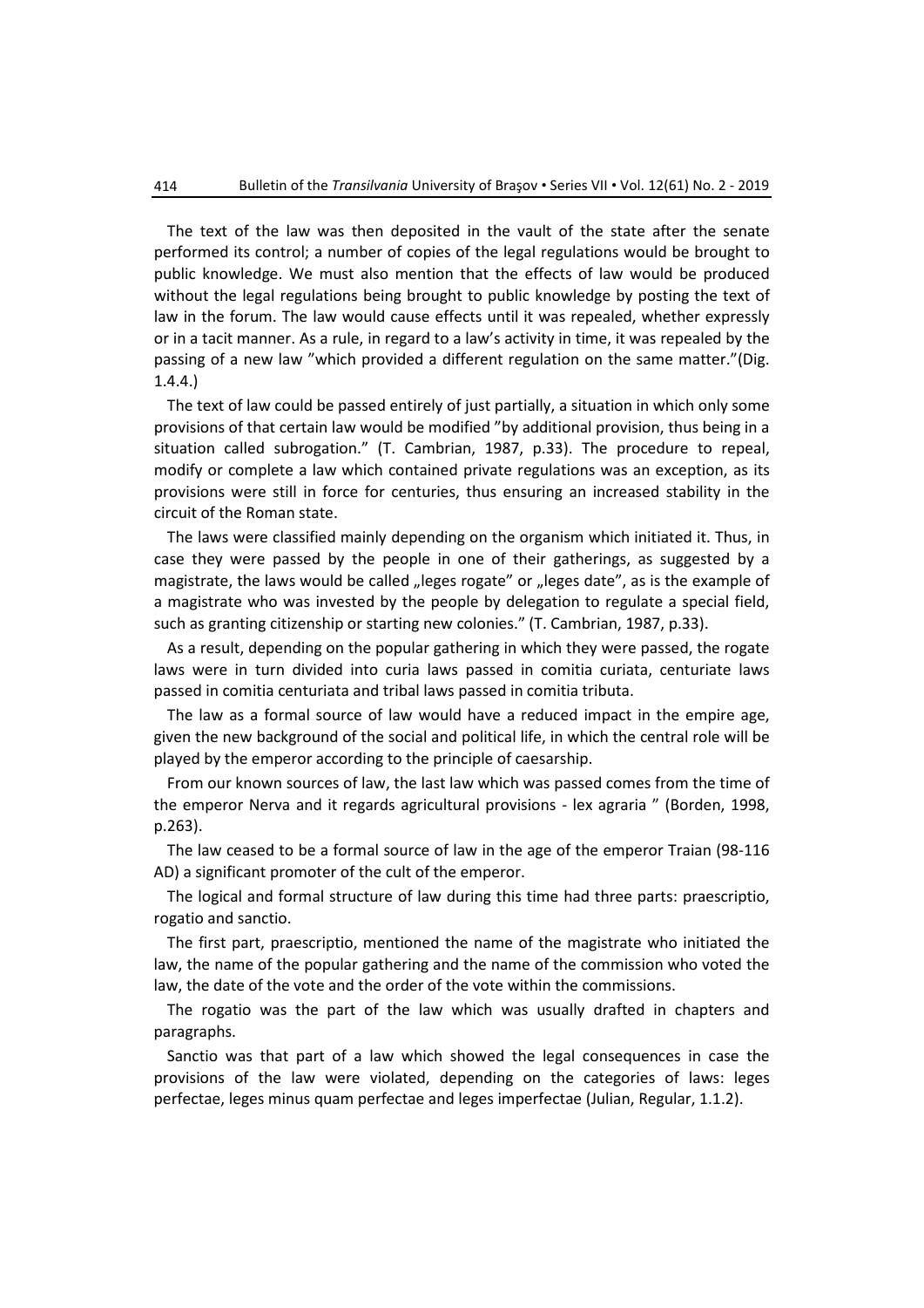The text of the law was then deposited in the vault of the state after the senate performed its control; a number of copies of the legal regulations would be brought to public knowledge. We must also mention that the effects of law would be produced without the legal regulations being brought to public knowledge by posting the text of law in the forum. The law would cause effects until it was repealed, whether expressly or in a tacit manner. As a rule, in regard to a law's activity in time, it was repealed by the passing of a new law "which provided a different regulation on the same matter."(Dig. 1.4.4.)

The text of law could be passed entirely of just partially, a situation in which only some provisions of that certain law would be modified "by additional provision, thus being in a situation called subrogation." (T. Cambrian, 1987, p.33). The procedure to repeal, modify or complete a law which contained private regulations was an exception, as its provisions were still in force for centuries, thus ensuring an increased stability in the circuit of the Roman state.

The laws were classified mainly depending on the organism which initiated it. Thus, in case they were passed by the people in one of their gatherings, as suggested by a magistrate, the laws would be called „leges rogate" or „leges date", as is the example of a magistrate who was invested by the people by delegation to regulate a special field, such as granting citizenship or starting new colonies." (T. Cambrian, 1987, p.33).

As a result, depending on the popular gathering in which they were passed, the rogate laws were in turn divided into curia laws passed in comitia curiata, centuriate laws passed in comitia centuriata and tribal laws passed in comitia tributa.

The law as a formal source of law would have a reduced impact in the empire age, given the new background of the social and political life, in which the central role will be played by the emperor according to the principle of caesarship.

From our known sources of law, the last law which was passed comes from the time of the emperor Nerva and it regards agricultural provisions - lex agraria " (Borden, 1998, p.263).

The law ceased to be a formal source of law in the age of the emperor Traian (98-116 AD) a significant promoter of the cult of the emperor.

The logical and formal structure of law during this time had three parts: praescriptio, rogatio and sanctio.

The first part, praescriptio, mentioned the name of the magistrate who initiated the law, the name of the popular gathering and the name of the commission who voted the law, the date of the vote and the order of the vote within the commissions.

The rogatio was the part of the law which was usually drafted in chapters and paragraphs.

Sanctio was that part of a law which showed the legal consequences in case the provisions of the law were violated, depending on the categories of laws: leges perfectae, leges minus quam perfectae and leges imperfectae (Julian, Regular, 1.1.2).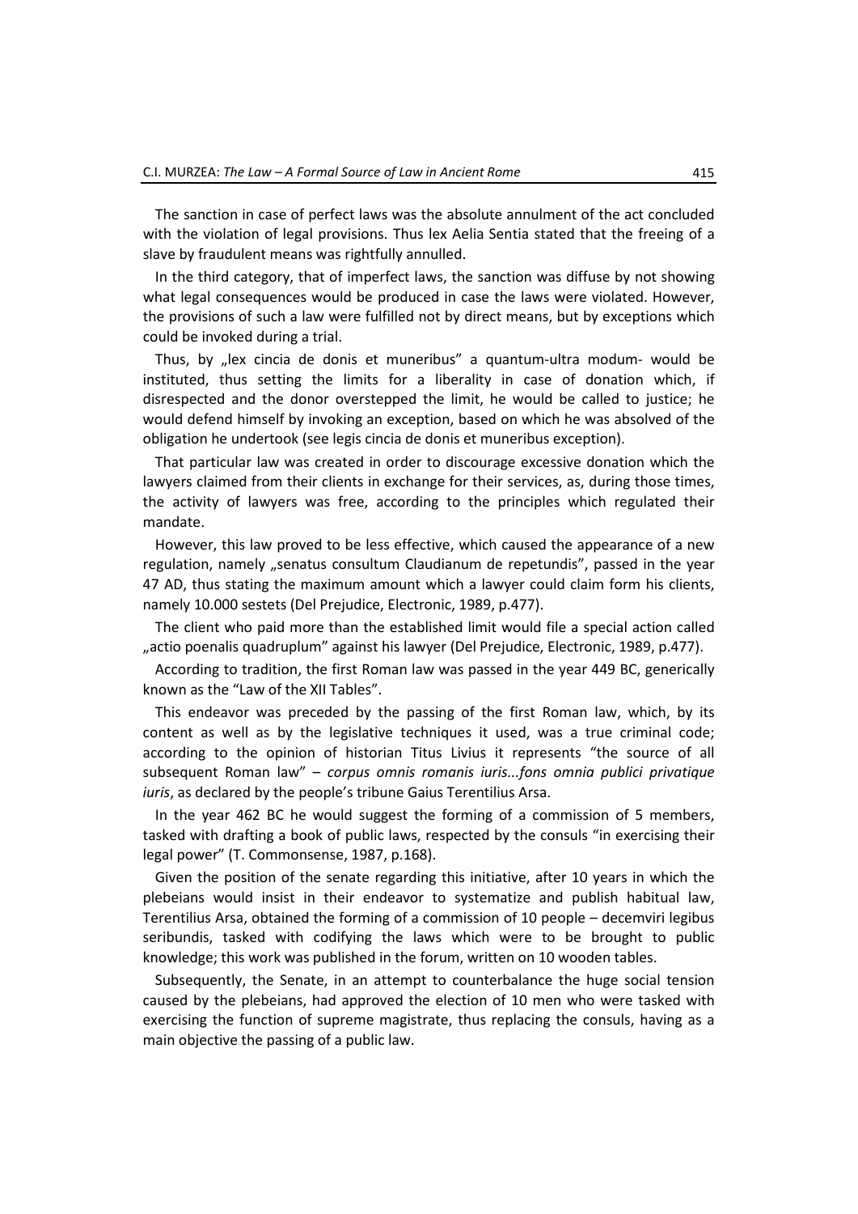The sanction in case of perfect laws was the absolute annulment of the act concluded with the violation of legal provisions. Thus lex Aelia Sentia stated that the freeing of a slave by fraudulent means was rightfully annulled.

In the third category, that of imperfect laws, the sanction was diffuse by not showing what legal consequences would be produced in case the laws were violated. However, the provisions of such a law were fulfilled not by direct means, but by exceptions which could be invoked during a trial.

Thus, by „lex cincia de donis et muneribus" a quantum-ultra modum- would be instituted, thus setting the limits for a liberality in case of donation which, if disrespected and the donor overstepped the limit, he would be called to justice; he would defend himself by invoking an exception, based on which he was absolved of the obligation he undertook (see legis cincia de donis et muneribus exception).

That particular law was created in order to discourage excessive donation which the lawyers claimed from their clients in exchange for their services, as, during those times, the activity of lawyers was free, according to the principles which regulated their mandate.

However, this law proved to be less effective, which caused the appearance of a new regulation, namely „senatus consultum Claudianum de repetundis", passed in the year 47 AD, thus stating the maximum amount which a lawyer could claim form his clients, namely 10.000 sestets (Del Prejudice, Electronic, 1989, p.477).

The client who paid more than the established limit would file a special action called „actio poenalis quadruplum" against his lawyer (Del Prejudice, Electronic, 1989, p.477).

According to tradition, the first Roman law was passed in the year 449 BC, generically known as the "Law of the XII Tables".

This endeavor was preceded by the passing of the first Roman law, which, by its content as well as by the legislative techniques it used, was a true criminal code; according to the opinion of historian Titus Livius it represents "the source of all subsequent Roman law" – *corpus omnis romanis iuris...fons omnia publici privatique iuris*, as declared by the people's tribune Gaius Terentilius Arsa.

In the year 462 BC he would suggest the forming of a commission of 5 members, tasked with drafting a book of public laws, respected by the consuls "in exercising their legal power" (T. Commonsense, 1987, p.168).

Given the position of the senate regarding this initiative, after 10 years in which the plebeians would insist in their endeavor to systematize and publish habitual law, Terentilius Arsa, obtained the forming of a commission of 10 people – decemviri legibus seribundis, tasked with codifying the laws which were to be brought to public knowledge; this work was published in the forum, written on 10 wooden tables.

Subsequently, the Senate, in an attempt to counterbalance the huge social tension caused by the plebeians, had approved the election of 10 men who were tasked with exercising the function of supreme magistrate, thus replacing the consuls, having as a main objective the passing of a public law.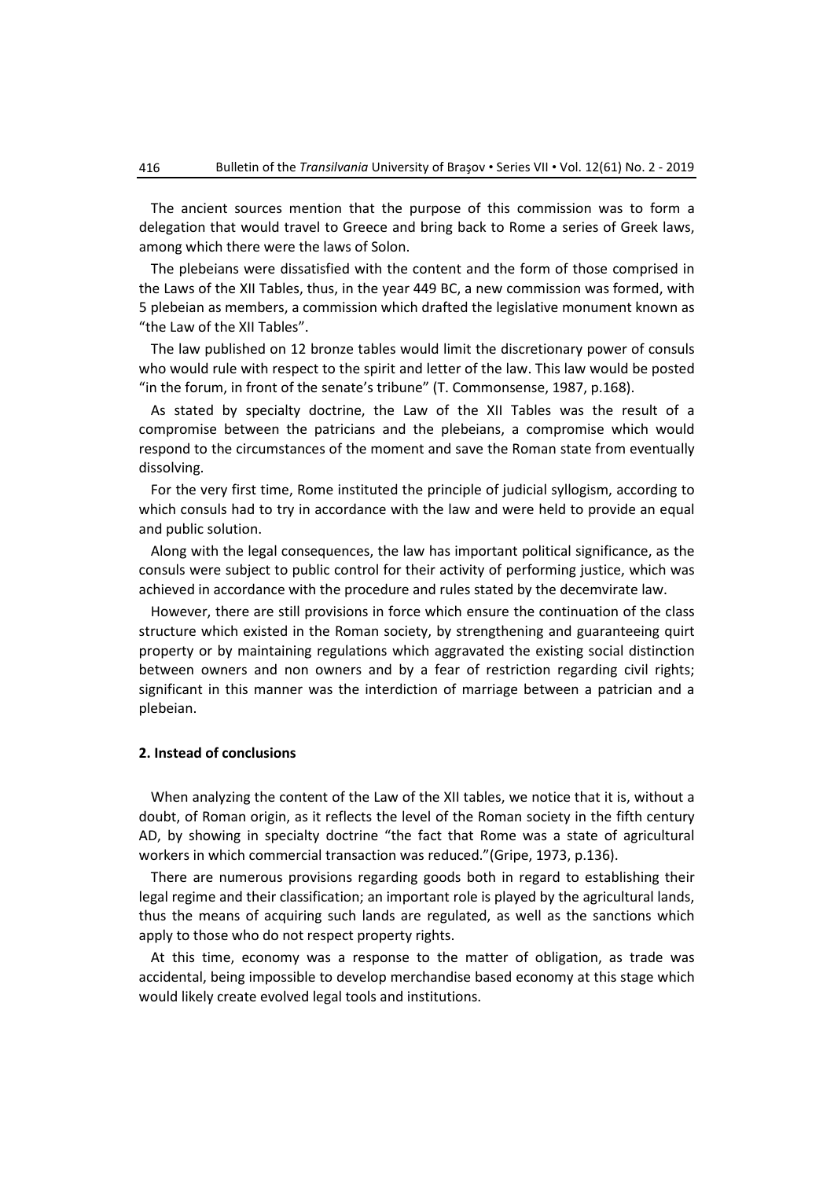The ancient sources mention that the purpose of this commission was to form a delegation that would travel to Greece and bring back to Rome a series of Greek laws, among which there were the laws of Solon.

The plebeians were dissatisfied with the content and the form of those comprised in the Laws of the XII Tables, thus, in the year 449 BC, a new commission was formed, with 5 plebeian as members, a commission which drafted the legislative monument known as "the Law of the XII Tables".

The law published on 12 bronze tables would limit the discretionary power of consuls who would rule with respect to the spirit and letter of the law. This law would be posted "in the forum, in front of the senate's tribune" (T. Commonsense, 1987, p.168).

As stated by specialty doctrine, the Law of the XII Tables was the result of a compromise between the patricians and the plebeians, a compromise which would respond to the circumstances of the moment and save the Roman state from eventually dissolving.

For the very first time, Rome instituted the principle of judicial syllogism, according to which consuls had to try in accordance with the law and were held to provide an equal and public solution.

Along with the legal consequences, the law has important political significance, as the consuls were subject to public control for their activity of performing justice, which was achieved in accordance with the procedure and rules stated by the decemvirate law.

However, there are still provisions in force which ensure the continuation of the class structure which existed in the Roman society, by strengthening and guaranteeing quirt property or by maintaining regulations which aggravated the existing social distinction between owners and non owners and by a fear of restriction regarding civil rights; significant in this manner was the interdiction of marriage between a patrician and a plebeian.

## 2. Instead of conclusions

When analyzing the content of the Law of the XII tables, we notice that it is, without a doubt, of Roman origin, as it reflects the level of the Roman society in the fifth century AD, by showing in specialty doctrine "the fact that Rome was a state of agricultural workers in which commercial transaction was reduced."(Gripe, 1973, p.136).

There are numerous provisions regarding goods both in regard to establishing their legal regime and their classification; an important role is played by the agricultural lands, thus the means of acquiring such lands are regulated, as well as the sanctions which apply to those who do not respect property rights.

At this time, economy was a response to the matter of obligation, as trade was accidental, being impossible to develop merchandise based economy at this stage which would likely create evolved legal tools and institutions.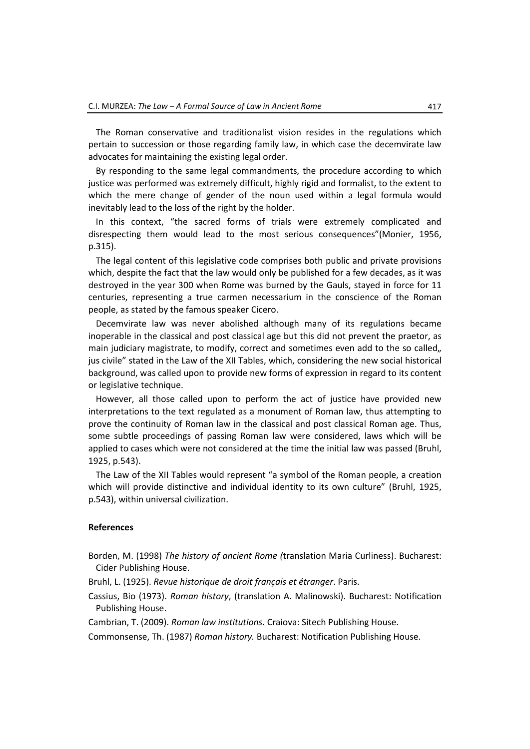The Roman conservative and traditionalist vision resides in the regulations which pertain to succession or those regarding family law, in which case the decemvirate law advocates for maintaining the existing legal order.

By responding to the same legal commandments, the procedure according to which justice was performed was extremely difficult, highly rigid and formalist, to the extent to which the mere change of gender of the noun used within a legal formula would inevitably lead to the loss of the right by the holder.

In this context, "the sacred forms of trials were extremely complicated and disrespecting them would lead to the most serious consequences"(Monier, 1956, p.315).

The legal content of this legislative code comprises both public and private provisions which, despite the fact that the law would only be published for a few decades, as it was destroyed in the year 300 when Rome was burned by the Gauls, stayed in force for 11 centuries, representing a true carmen necessarium in the conscience of the Roman people, as stated by the famous speaker Cicero.

Decemvirate law was never abolished although many of its regulations became inoperable in the classical and post classical age but this did not prevent the praetor, as main judiciary magistrate, to modify, correct and sometimes even add to the so called„ jus civile" stated in the Law of the XII Tables, which, considering the new social historical background, was called upon to provide new forms of expression in regard to its content or legislative technique.

However, all those called upon to perform the act of justice have provided new interpretations to the text regulated as a monument of Roman law, thus attempting to prove the continuity of Roman law in the classical and post classical Roman age. Thus, some subtle proceedings of passing Roman law were considered, laws which will be applied to cases which were not considered at the time the initial law was passed (Bruhl, 1925, p.543).

The Law of the XII Tables would represent "a symbol of the Roman people, a creation which will provide distinctive and individual identity to its own culture" (Bruhl, 1925, p.543), within universal civilization.

## References

Borden, M. (1998) *The history of ancient Rome (*translation Maria Curliness). Bucharest: Cider Publishing House.

Bruhl, L. (1925). *Revue historique de droit français et étranger*. Paris.

Cassius, Bio (1973). *Roman history*, (translation A. Malinowski). Bucharest: Notification Publishing House.

Cambrian, T. (2009). *Roman law institutions*. Craiova: Sitech Publishing House.

Commonsense, Th. (1987) *Roman history.* Bucharest: Notification Publishing House.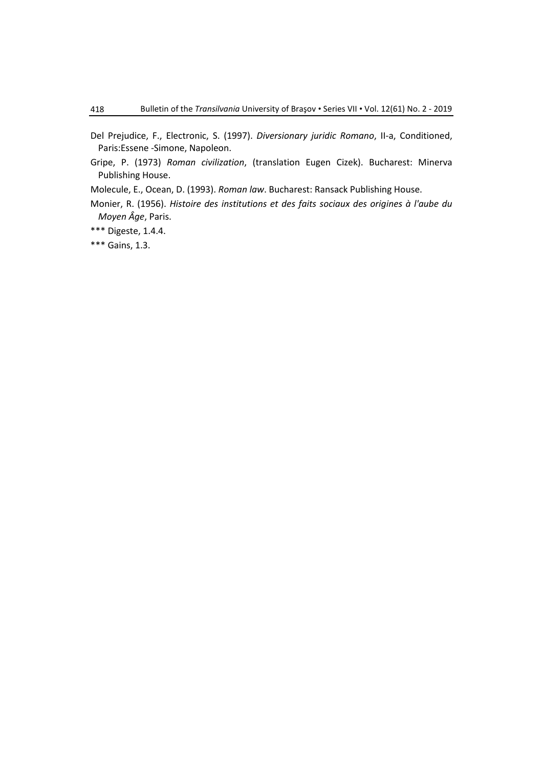Del Prejudice, F., Electronic, S. (1997). *Diversionary juridic Romano*, II-a, Conditioned, Paris:Essene -Simone, Napoleon.

Gripe, P. (1973) *Roman civilization*, (translation Eugen Cizek). Bucharest: Minerva Publishing House.

Molecule, E., Ocean, D. (1993). *Roman law*. Bucharest: Ransack Publishing House.

Monier, R. (1956). *Histoire des institutions et des faits sociaux des origines à l'aube du Moyen Âge*, Paris.

*** Digeste, 1.4.4.

*** Gains, 1.3.